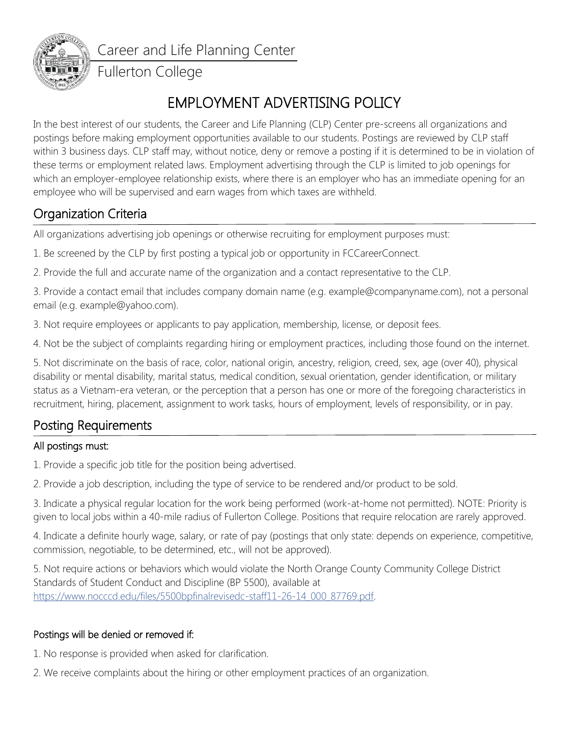Career and Life Planning Center

Fullerton College

# EMPLOYMENT ADVERTISING POLICY

In the best interest of our students, the Career and Life Planning (CLP) Center pre-screens all organizations and postings before making employment opportunities available to our students. Postings are reviewed by CLP staff within 3 business days. CLP staff may, without notice, deny or remove a posting if it is determined to be in violation of these terms or employment related laws. Employment advertising through the CLP is limited to job openings for which an employer-employee relationship exists, where there is an employer who has an immediate opening for an employee who will be supervised and earn wages from which taxes are withheld.

## Organization Criteria

All organizations advertising job openings or otherwise recruiting for employment purposes must:

1. Be screened by the CLP by first posting a typical job or opportunity in FCCareerConnect.

2. Provide the full and accurate name of the organization and a contact representative to the CLP.

3. Provide a contact email that includes company domain name (e.g. example@companyname.com), not a personal email (e.g. example@yahoo.com).

3. Not require employees or applicants to pay application, membership, license, or deposit fees.

4. Not be the subject of complaints regarding hiring or employment practices, including those found on the internet.

5. Not discriminate on the basis of race, color, national origin, ancestry, religion, creed, sex, age (over 40), physical disability or mental disability, marital status, medical condition, sexual orientation, gender identification, or military status as a Vietnam-era veteran, or the perception that a person has one or more of the foregoing characteristics in recruitment, hiring, placement, assignment to work tasks, hours of employment, levels of responsibility, or in pay.

## Posting Requirements

### All postings must:

1. Provide a specific job title for the position being advertised.

2. Provide a job description, including the type of service to be rendered and/or product to be sold.

3. Indicate a physical regular location for the work being performed (work-at-home not permitted). NOTE: Priority is given to local jobs within a 40-mile radius of Fullerton College. Positions that require relocation are rarely approved.

4. Indicate a definite hourly wage, salary, or rate of pay (postings that only state: depends on experience, competitive, commission, negotiable, to be determined, etc., will not be approved).

5. Not require actions or behaviors which would violate the North Orange County Community College District Standards of Student Conduct and Discipline (BP 5500), available at [https://www.nocccd.edu/files/5500bpfinalrevisedc-staff11-26-14_000_87769.pdf](https://www.nocccd.edu/files/5500bpfinalrevisedc-staff11-26-14_000_87769.pdf).

### Postings will be denied or removed if:

1. No response is provided when asked for clarification.

2. We receive complaints about the hiring or other employment practices of an organization.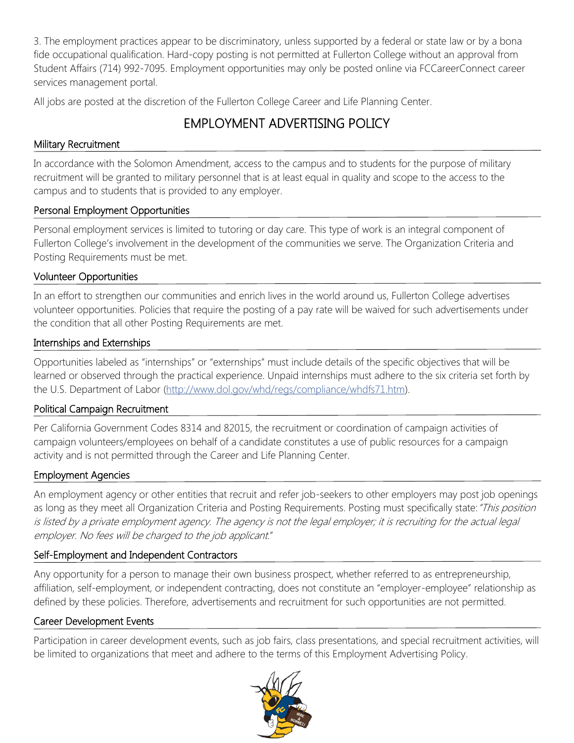3. The employment practices appear to be discriminatory, unless supported by a federal or state law or by a bona fide occupational qualification. Hard-copy posting is not permitted at Fullerton College without an approval from Student Affairs (714) 992-7095. Employment opportunities may only be posted online via FCCareerConnect career services management portal.

All jobs are posted at the discretion of the Fullerton College Career and Life Planning Center.

# EMPLOYMENT ADVERTISING POLICY

## Military Recruitment

In accordance with the Solomon Amendment, access to the campus and to students for the purpose of military recruitment will be granted to military personnel that is at least equal in quality and scope to the access to the campus and to students that is provided to any employer.

## Personal Employment Opportunities

Personal employment services is limited to tutoring or day care. This type of work is an integral component of Fullerton College's involvement in the development of the communities we serve. The Organization Criteria and Posting Requirements must be met.

## Volunteer Opportunities

In an effort to strengthen our communities and enrich lives in the world around us, Fullerton College advertises volunteer opportunities. Policies that require the posting of a pay rate will be waived for such advertisements under the condition that all other Posting Requirements are met.

## Internships and Externships

Opportunities labeled as "internships" or "externships" must include details of the specific objectives that will be learned or observed through the practical experience. Unpaid internships must adhere to the six criteria set forth by the U.S. Department of Labor (http://www.dol.gov/whd/regs/compliance/whdfs71.htm).

## Political Campaign Recruitment

Per California Government Codes 8314 and 82015, the recruitment or coordination of campaign activities of campaign volunteers/employees on behalf of a candidate constitutes a use of public resources for a campaign activity and is not permitted through the Career and Life Planning Center.

## Employment Agencies

An employment agency or other entities that recruit and refer job-seekers to other employers may post job openings as long as they meet all Organization Criteria and Posting Requirements. Posting must specifically state: *"This position is listed by a private employment agency. The agency is not the legal employer; it is recruiting for the actual legal employer. No fees will be charged to the job applicant."*

## Self-Employment and Independent Contractors

Any opportunity for a person to manage their own business prospect, whether referred to as entrepreneurship, affiliation, self-employment, or independent contracting, does not constitute an "employer-employee" relationship as defined by these policies. Therefore, advertisements and recruitment for such opportunities are not permitted.

## Career Development Events

Participation in career development events, such as job fairs, class presentations, and special recruitment activities, will be limited to organizations that meet and adhere to the terms of this Employment Advertising Policy.